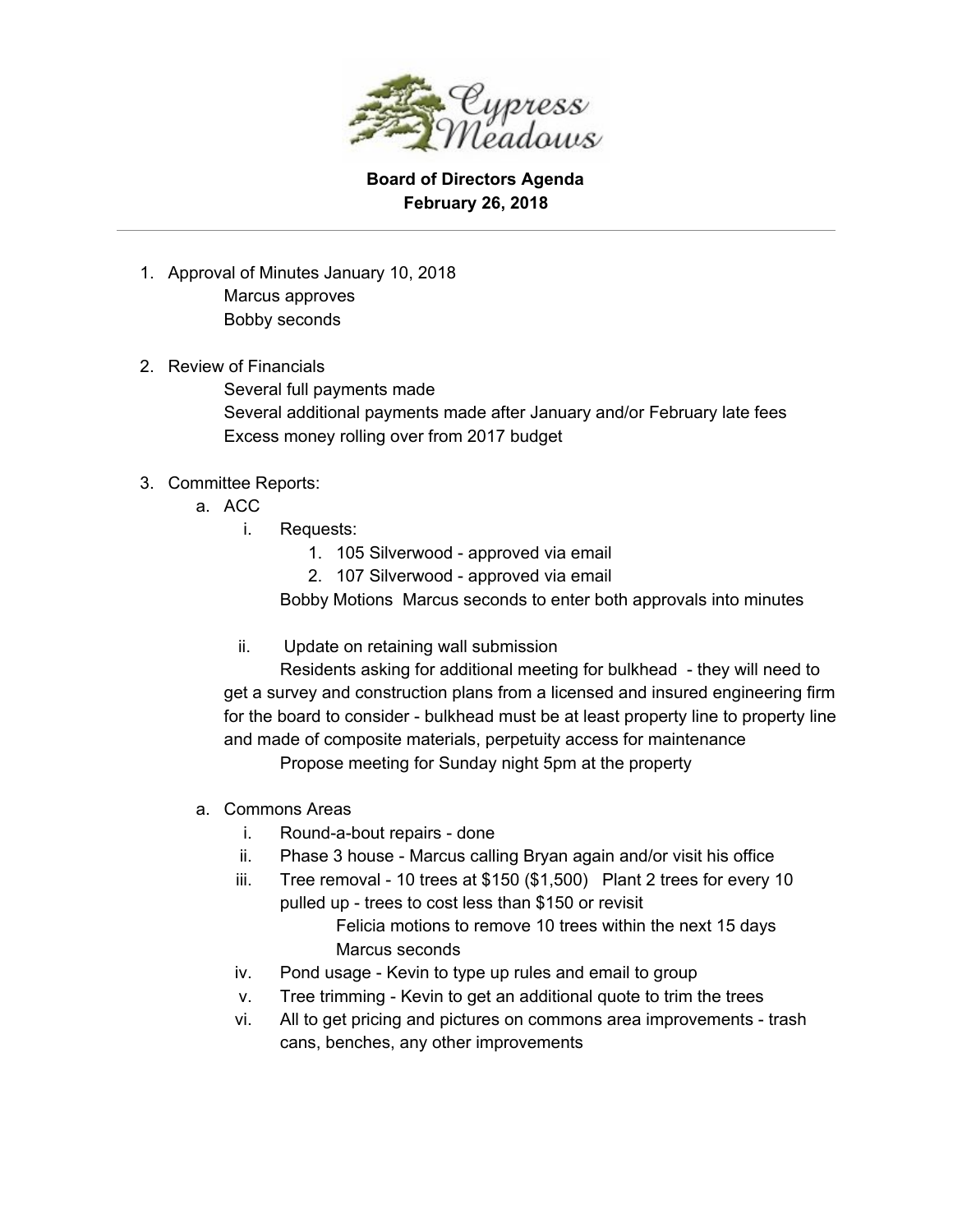Cypress Meadows

**Board of Directors Agenda**
**February 26, 2018**

---

1. Approval of Minutes January 10, 2018
   Marcus approves
   Bobby seconds

2. Review of Financials
   Several full payments made
   Several additional payments made after January and/or February late fees
   Excess money rolling over from 2017 budget

3. Committee Reports:
   a. ACC
      i. Requests:
         1. 105 Silverwood - approved via email
         2. 107 Silverwood - approved via email

         Bobby Motions  Marcus seconds to enter both approvals into minutes

      ii. Update on retaining wall submission
         Residents asking for additional meeting for bulkhead - they will need to get a survey and construction plans from a licensed and insured engineering firm for the board to consider - bulkhead must be at least property line to property line and made of composite materials, perpetuity access for maintenance
         Propose meeting for Sunday night 5pm at the property

   a. Commons Areas
      i. Round-a-bout repairs - done
      ii. Phase 3 house - Marcus calling Bryan again and/or visit his office
      iii. Tree removal - 10 trees at $150 ($1,500)   Plant 2 trees for every 10 pulled up - trees to cost less than $150 or revisit
         Felicia motions to remove 10 trees within the next 15 days
         Marcus seconds
      iv. Pond usage - Kevin to type up rules and email to group
      v. Tree trimming - Kevin to get an additional quote to trim the trees
      vi. All to get pricing and pictures on commons area improvements - trash cans, benches, any other improvements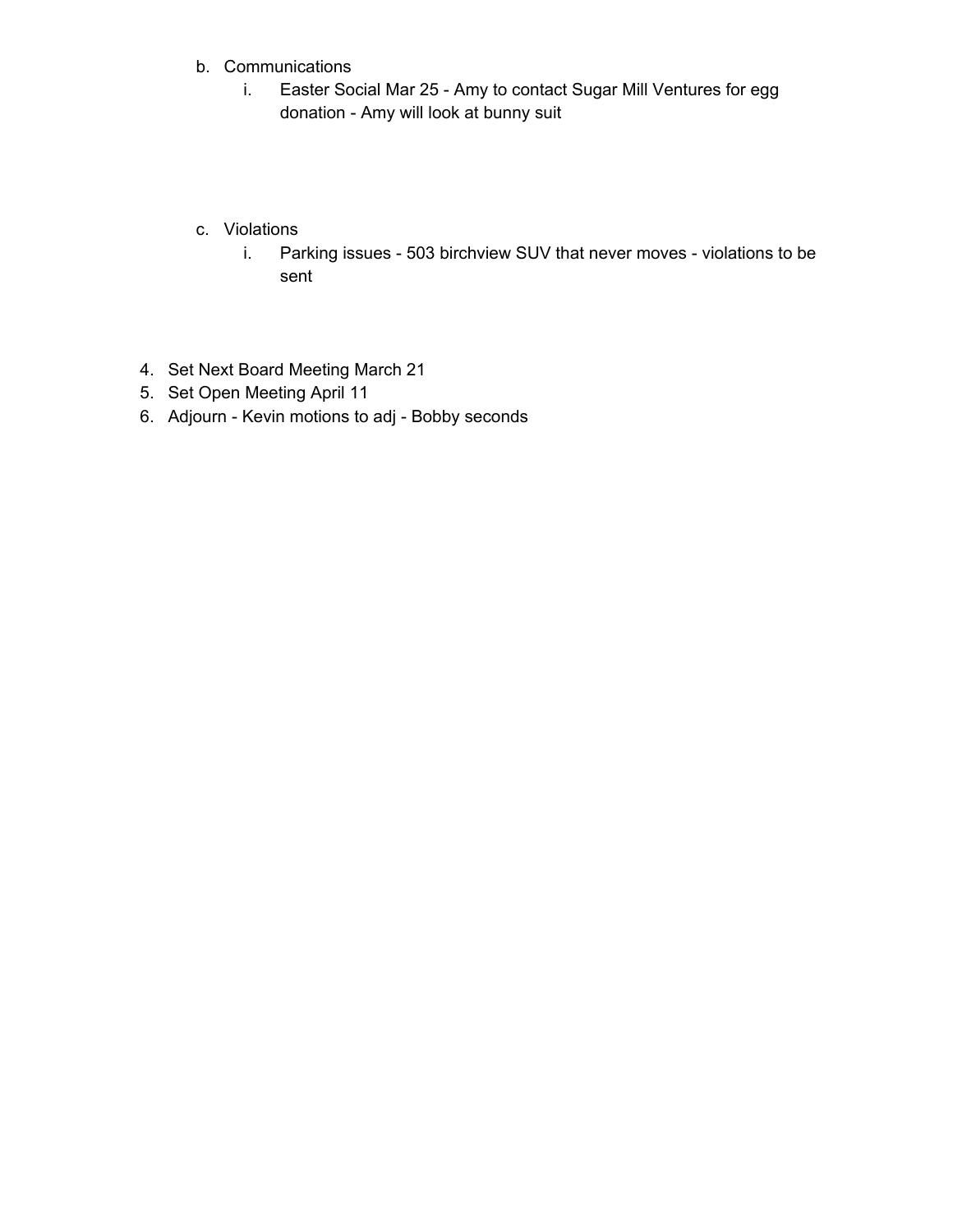b. Communications
    i. Easter Social Mar 25 - Amy to contact Sugar Mill Ventures for egg donation - Amy will look at bunny suit

c. Violations
    i. Parking issues - 503 birchview SUV that never moves - violations to be sent

4. Set Next Board Meeting March 21
5. Set Open Meeting April 11
6. Adjourn - Kevin motions to adj - Bobby seconds